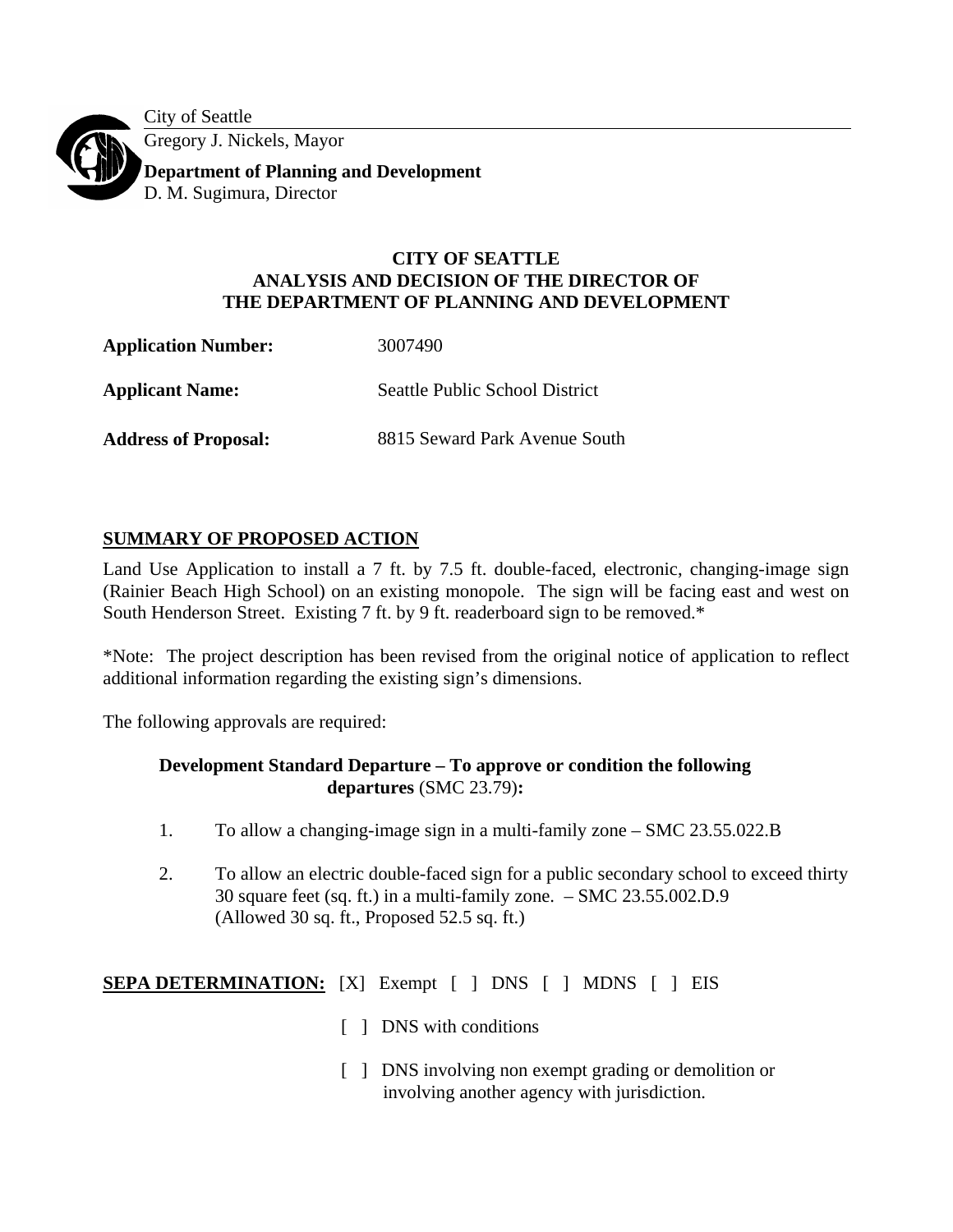City of Seattle

Gregory J. Nickels, Mayor

**Department of Planning and Development**

D. M. Sugimura, Director

**CITY OF SEATTLE**
**ANALYSIS AND DECISION OF THE DIRECTOR OF**
**THE DEPARTMENT OF PLANNING AND DEVELOPMENT**

**Application Number:** 3007490

**Applicant Name:** Seattle Public School District

**Address of Proposal:** 8815 Seward Park Avenue South

## SUMMARY OF PROPOSED ACTION

Land Use Application to install a 7 ft. by 7.5 ft. double-faced, electronic, changing-image sign (Rainier Beach High School) on an existing monopole. The sign will be facing east and west on South Henderson Street. Existing 7 ft. by 9 ft. readerboard sign to be removed.*

*Note: The project description has been revised from the original notice of application to reflect additional information regarding the existing sign's dimensions.

The following approvals are required:

**Development Standard Departure – To approve or condition the following departures** (SMC 23.79)**:**

1. To allow a changing-image sign in a multi-family zone – SMC 23.55.022.B

2. To allow an electric double-faced sign for a public secondary school to exceed thirty 30 square feet (sq. ft.) in a multi-family zone. – SMC 23.55.002.D.9 (Allowed 30 sq. ft., Proposed 52.5 sq. ft.)

**SEPA DETERMINATION:** [X] Exempt [ ] DNS [ ] MDNS [ ] EIS

[ ] DNS with conditions

[ ] DNS involving non exempt grading or demolition or involving another agency with jurisdiction.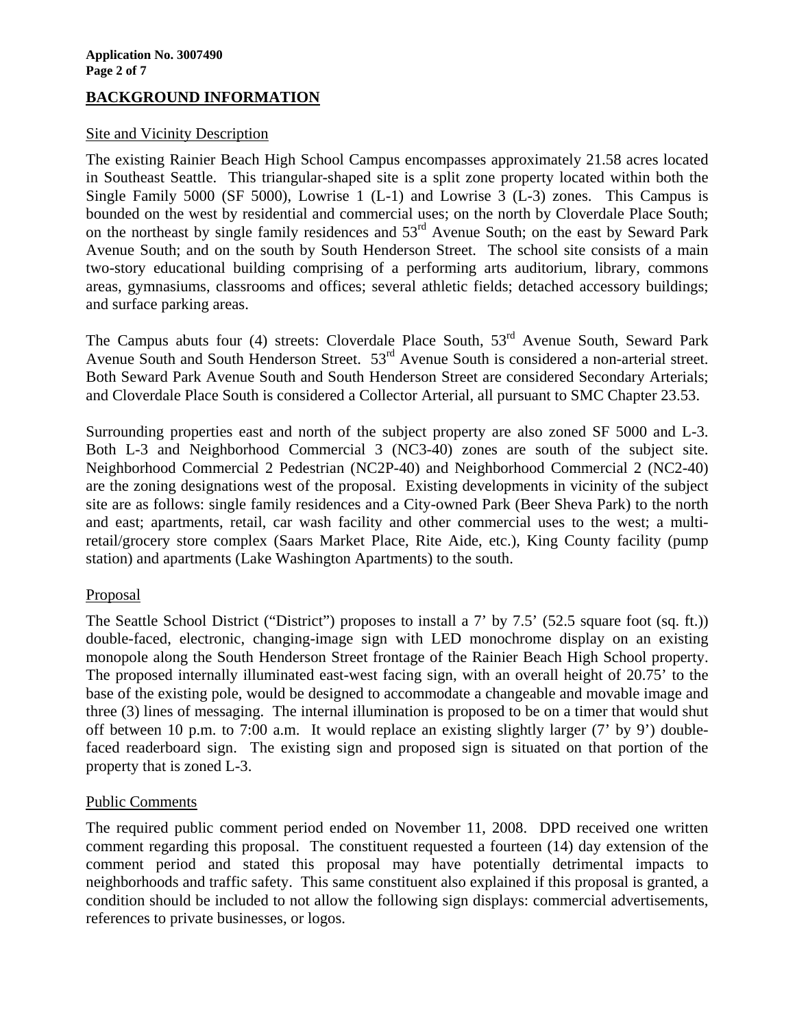## BACKGROUND INFORMATION

### Site and Vicinity Description

The existing Rainier Beach High School Campus encompasses approximately 21.58 acres located in Southeast Seattle. This triangular-shaped site is a split zone property located within both the Single Family 5000 (SF 5000), Lowrise 1 (L-1) and Lowrise 3 (L-3) zones. This Campus is bounded on the west by residential and commercial uses; on the north by Cloverdale Place South; on the northeast by single family residences and 53rd Avenue South; on the east by Seward Park Avenue South; and on the south by South Henderson Street. The school site consists of a main two-story educational building comprising of a performing arts auditorium, library, commons areas, gymnasiums, classrooms and offices; several athletic fields; detached accessory buildings; and surface parking areas.

The Campus abuts four (4) streets: Cloverdale Place South, 53rd Avenue South, Seward Park Avenue South and South Henderson Street. 53rd Avenue South is considered a non-arterial street. Both Seward Park Avenue South and South Henderson Street are considered Secondary Arterials; and Cloverdale Place South is considered a Collector Arterial, all pursuant to SMC Chapter 23.53.

Surrounding properties east and north of the subject property are also zoned SF 5000 and L-3. Both L-3 and Neighborhood Commercial 3 (NC3-40) zones are south of the subject site. Neighborhood Commercial 2 Pedestrian (NC2P-40) and Neighborhood Commercial 2 (NC2-40) are the zoning designations west of the proposal. Existing developments in vicinity of the subject site are as follows: single family residences and a City-owned Park (Beer Sheva Park) to the north and east; apartments, retail, car wash facility and other commercial uses to the west; a multi-retail/grocery store complex (Saars Market Place, Rite Aide, etc.), King County facility (pump station) and apartments (Lake Washington Apartments) to the south.

### Proposal

The Seattle School District ("District") proposes to install a 7' by 7.5' (52.5 square foot (sq. ft.)) double-faced, electronic, changing-image sign with LED monochrome display on an existing monopole along the South Henderson Street frontage of the Rainier Beach High School property. The proposed internally illuminated east-west facing sign, with an overall height of 20.75' to the base of the existing pole, would be designed to accommodate a changeable and movable image and three (3) lines of messaging. The internal illumination is proposed to be on a timer that would shut off between 10 p.m. to 7:00 a.m. It would replace an existing slightly larger (7' by 9') double-faced readerboard sign. The existing sign and proposed sign is situated on that portion of the property that is zoned L-3.

### Public Comments

The required public comment period ended on November 11, 2008. DPD received one written comment regarding this proposal. The constituent requested a fourteen (14) day extension of the comment period and stated this proposal may have potentially detrimental impacts to neighborhoods and traffic safety. This same constituent also explained if this proposal is granted, a condition should be included to not allow the following sign displays: commercial advertisements, references to private businesses, or logos.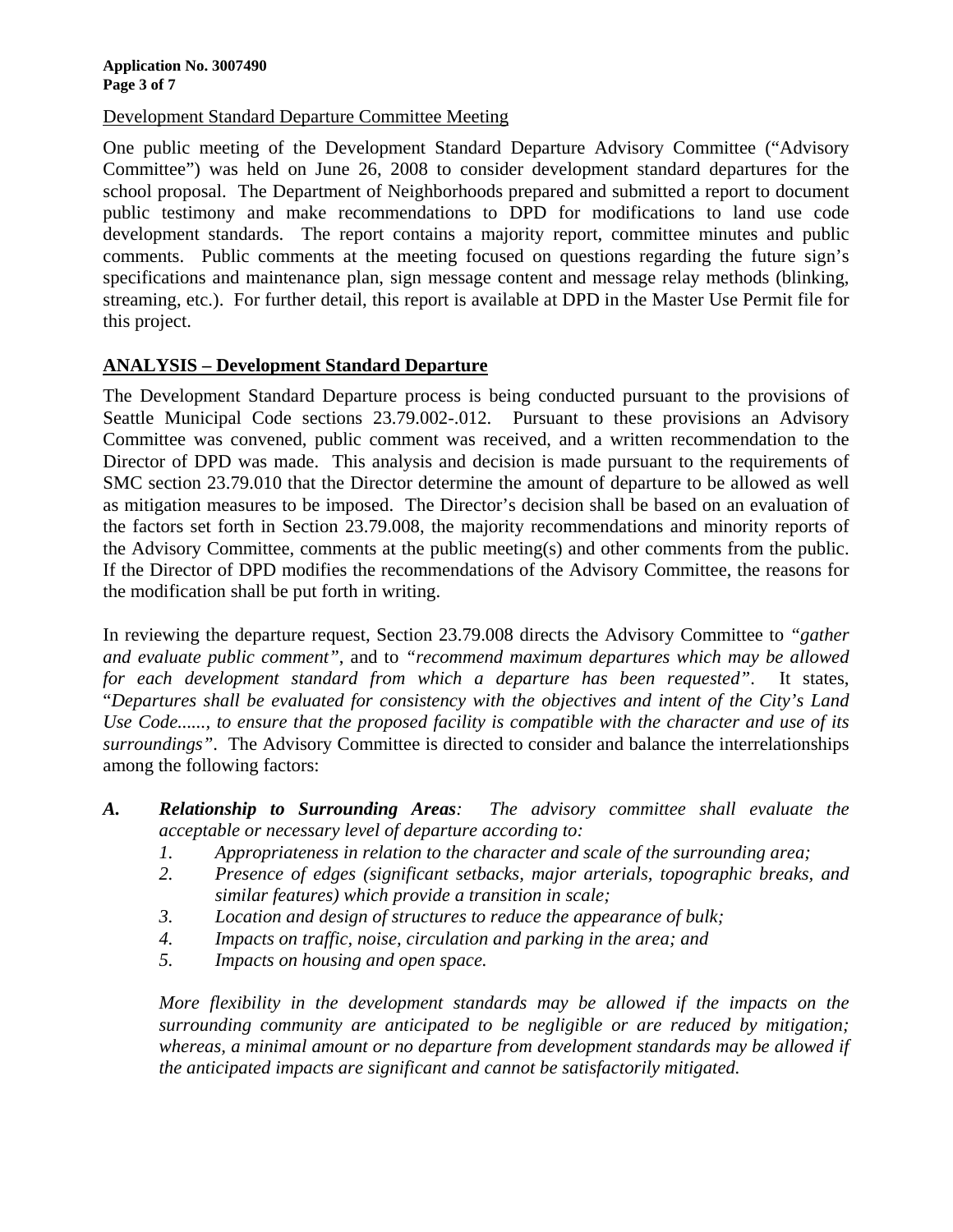<u>Development Standard Departure Committee Meeting</u>

One public meeting of the Development Standard Departure Advisory Committee ("Advisory Committee") was held on June 26, 2008 to consider development standard departures for the school proposal. The Department of Neighborhoods prepared and submitted a report to document public testimony and make recommendations to DPD for modifications to land use code development standards. The report contains a majority report, committee minutes and public comments. Public comments at the meeting focused on questions regarding the future sign's specifications and maintenance plan, sign message content and message relay methods (blinking, streaming, etc.). For further detail, this report is available at DPD in the Master Use Permit file for this project.

## ANALYSIS – Development Standard Departure

The Development Standard Departure process is being conducted pursuant to the provisions of Seattle Municipal Code sections 23.79.002-.012. Pursuant to these provisions an Advisory Committee was convened, public comment was received, and a written recommendation to the Director of DPD was made. This analysis and decision is made pursuant to the requirements of SMC section 23.79.010 that the Director determine the amount of departure to be allowed as well as mitigation measures to be imposed. The Director's decision shall be based on an evaluation of the factors set forth in Section 23.79.008, the majority recommendations and minority reports of the Advisory Committee, comments at the public meeting(s) and other comments from the public. If the Director of DPD modifies the recommendations of the Advisory Committee, the reasons for the modification shall be put forth in writing.

In reviewing the departure request, Section 23.79.008 directs the Advisory Committee to *"gather and evaluate public comment"*, and to *"recommend maximum departures which may be allowed for each development standard from which a departure has been requested"*. It states, "*Departures shall be evaluated for consistency with the objectives and intent of the City's Land Use Code......, to ensure that the proposed facility is compatible with the character and use of its surroundings"*. The Advisory Committee is directed to consider and balance the interrelationships among the following factors:

***A. Relationship to Surrounding Areas****: The advisory committee shall evaluate the acceptable or necessary level of departure according to:*

1. *Appropriateness in relation to the character and scale of the surrounding area;*
2. *Presence of edges (significant setbacks, major arterials, topographic breaks, and similar features) which provide a transition in scale;*
3. *Location and design of structures to reduce the appearance of bulk;*
4. *Impacts on traffic, noise, circulation and parking in the area; and*
5. *Impacts on housing and open space.*

*More flexibility in the development standards may be allowed if the impacts on the surrounding community are anticipated to be negligible or are reduced by mitigation; whereas, a minimal amount or no departure from development standards may be allowed if the anticipated impacts are significant and cannot be satisfactorily mitigated.*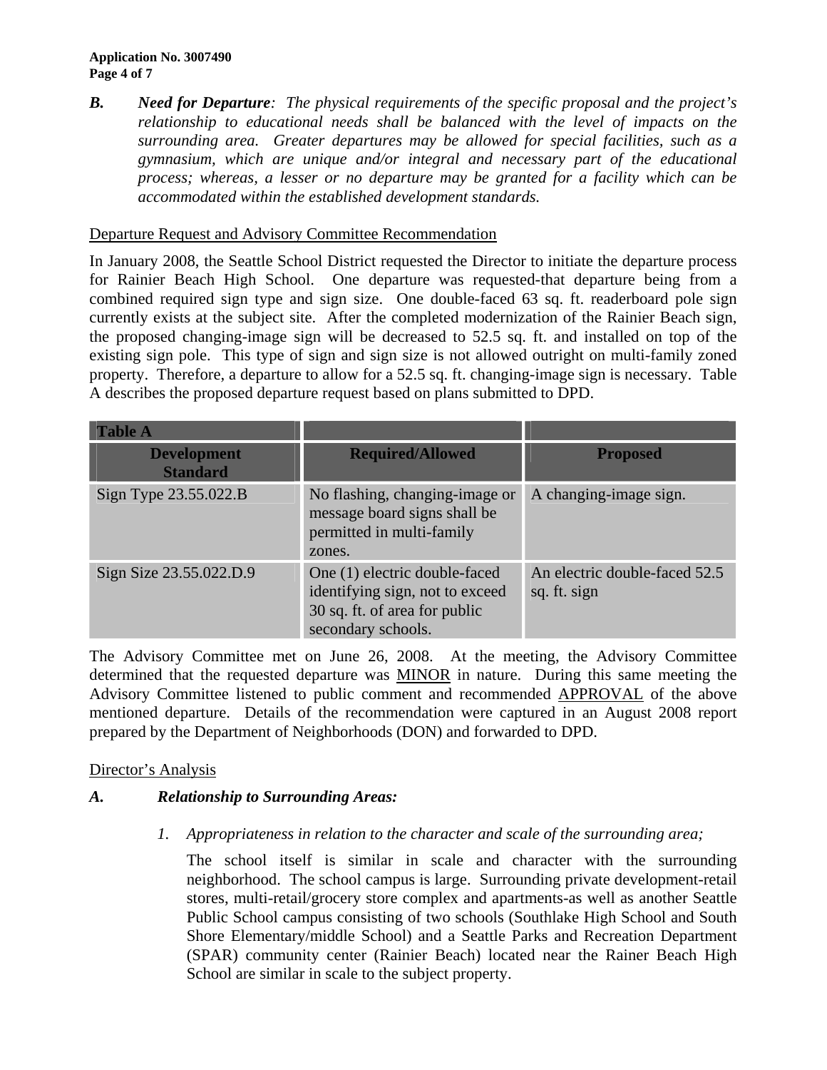***B. Need for Departure**: The physical requirements of the specific proposal and the project's relationship to educational needs shall be balanced with the level of impacts on the surrounding area. Greater departures may be allowed for special facilities, such as a gymnasium, which are unique and/or integral and necessary part of the educational process; whereas, a lesser or no departure may be granted for a facility which can be accommodated within the established development standards.*

Departure Request and Advisory Committee Recommendation

In January 2008, the Seattle School District requested the Director to initiate the departure process for Rainier Beach High School. One departure was requested-that departure being from a combined required sign type and sign size. One double-faced 63 sq. ft. readerboard pole sign currently exists at the subject site. After the completed modernization of the Rainier Beach sign, the proposed changing-image sign will be decreased to 52.5 sq. ft. and installed on top of the existing sign pole. This type of sign and sign size is not allowed outright on multi-family zoned property. Therefore, a departure to allow for a 52.5 sq. ft. changing-image sign is necessary. Table A describes the proposed departure request based on plans submitted to DPD.

| **Table A** | | |
|---|---|---|
| **Development Standard** | **Required/Allowed** | **Proposed** |
| Sign Type 23.55.022.B | No flashing, changing-image or message board signs shall be permitted in multi-family zones. | A changing-image sign. |
| Sign Size 23.55.022.D.9 | One (1) electric double-faced identifying sign, not to exceed 30 sq. ft. of area for public secondary schools. | An electric double-faced 52.5 sq. ft. sign |

The Advisory Committee met on June 26, 2008. At the meeting, the Advisory Committee determined that the requested departure was MINOR in nature. During this same meeting the Advisory Committee listened to public comment and recommended APPROVAL of the above mentioned departure. Details of the recommendation were captured in an August 2008 report prepared by the Department of Neighborhoods (DON) and forwarded to DPD.

Director's Analysis

***A. Relationship to Surrounding Areas:***

1. *Appropriateness in relation to the character and scale of the surrounding area;*

   The school itself is similar in scale and character with the surrounding neighborhood. The school campus is large. Surrounding private development-retail stores, multi-retail/grocery store complex and apartments-as well as another Seattle Public School campus consisting of two schools (Southlake High School and South Shore Elementary/middle School) and a Seattle Parks and Recreation Department (SPAR) community center (Rainier Beach) located near the Rainer Beach High School are similar in scale to the subject property.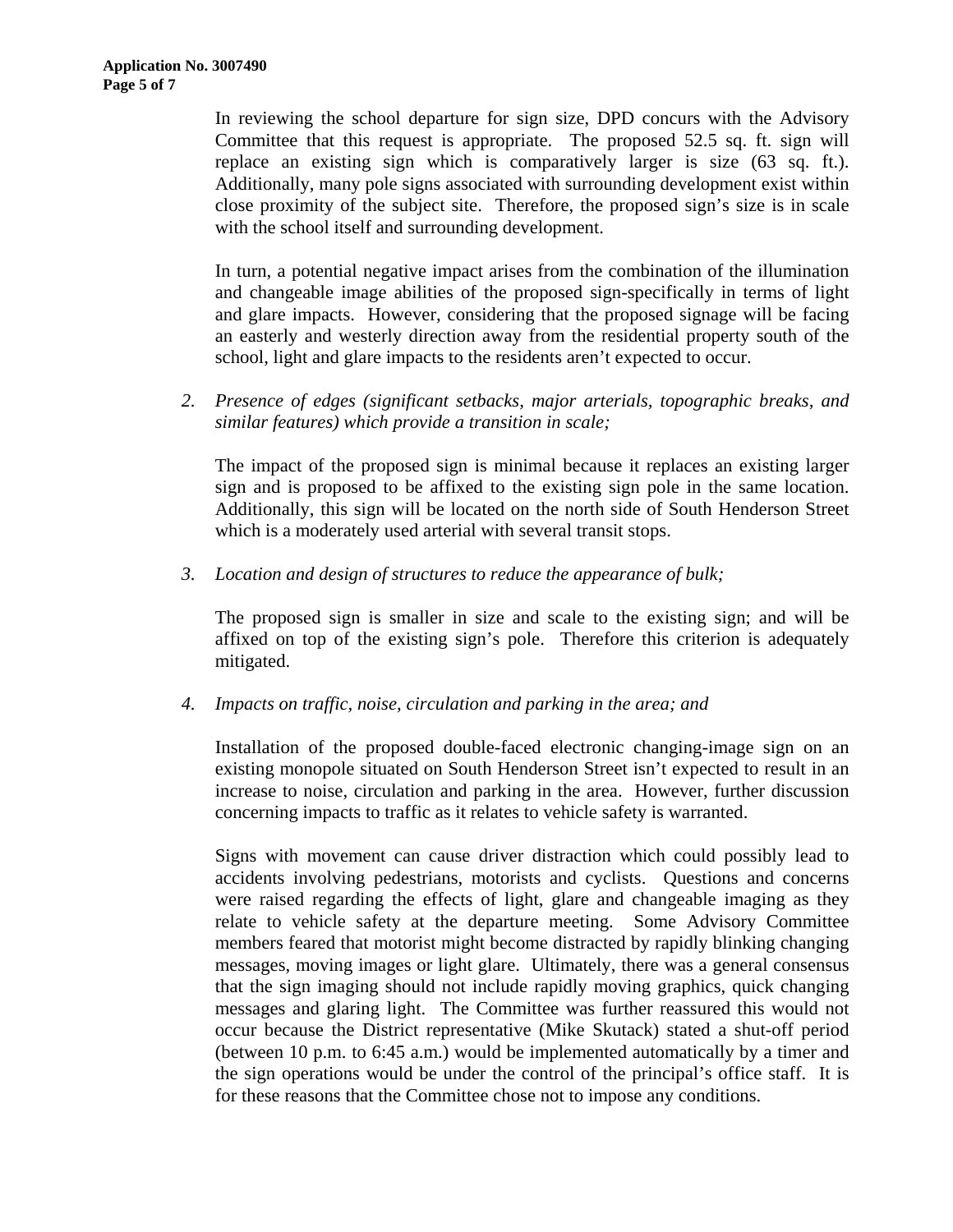In reviewing the school departure for sign size, DPD concurs with the Advisory Committee that this request is appropriate. The proposed 52.5 sq. ft. sign will replace an existing sign which is comparatively larger is size (63 sq. ft.). Additionally, many pole signs associated with surrounding development exist within close proximity of the subject site. Therefore, the proposed sign's size is in scale with the school itself and surrounding development.

In turn, a potential negative impact arises from the combination of the illumination and changeable image abilities of the proposed sign-specifically in terms of light and glare impacts. However, considering that the proposed signage will be facing an easterly and westerly direction away from the residential property south of the school, light and glare impacts to the residents aren't expected to occur.

2. *Presence of edges (significant setbacks, major arterials, topographic breaks, and similar features) which provide a transition in scale;*

   The impact of the proposed sign is minimal because it replaces an existing larger sign and is proposed to be affixed to the existing sign pole in the same location. Additionally, this sign will be located on the north side of South Henderson Street which is a moderately used arterial with several transit stops.

3. *Location and design of structures to reduce the appearance of bulk;*

   The proposed sign is smaller in size and scale to the existing sign; and will be affixed on top of the existing sign's pole. Therefore this criterion is adequately mitigated.

4. *Impacts on traffic, noise, circulation and parking in the area; and*

   Installation of the proposed double-faced electronic changing-image sign on an existing monopole situated on South Henderson Street isn't expected to result in an increase to noise, circulation and parking in the area. However, further discussion concerning impacts to traffic as it relates to vehicle safety is warranted.

   Signs with movement can cause driver distraction which could possibly lead to accidents involving pedestrians, motorists and cyclists. Questions and concerns were raised regarding the effects of light, glare and changeable imaging as they relate to vehicle safety at the departure meeting. Some Advisory Committee members feared that motorist might become distracted by rapidly blinking changing messages, moving images or light glare. Ultimately, there was a general consensus that the sign imaging should not include rapidly moving graphics, quick changing messages and glaring light. The Committee was further reassured this would not occur because the District representative (Mike Skutack) stated a shut-off period (between 10 p.m. to 6:45 a.m.) would be implemented automatically by a timer and the sign operations would be under the control of the principal's office staff. It is for these reasons that the Committee chose not to impose any conditions.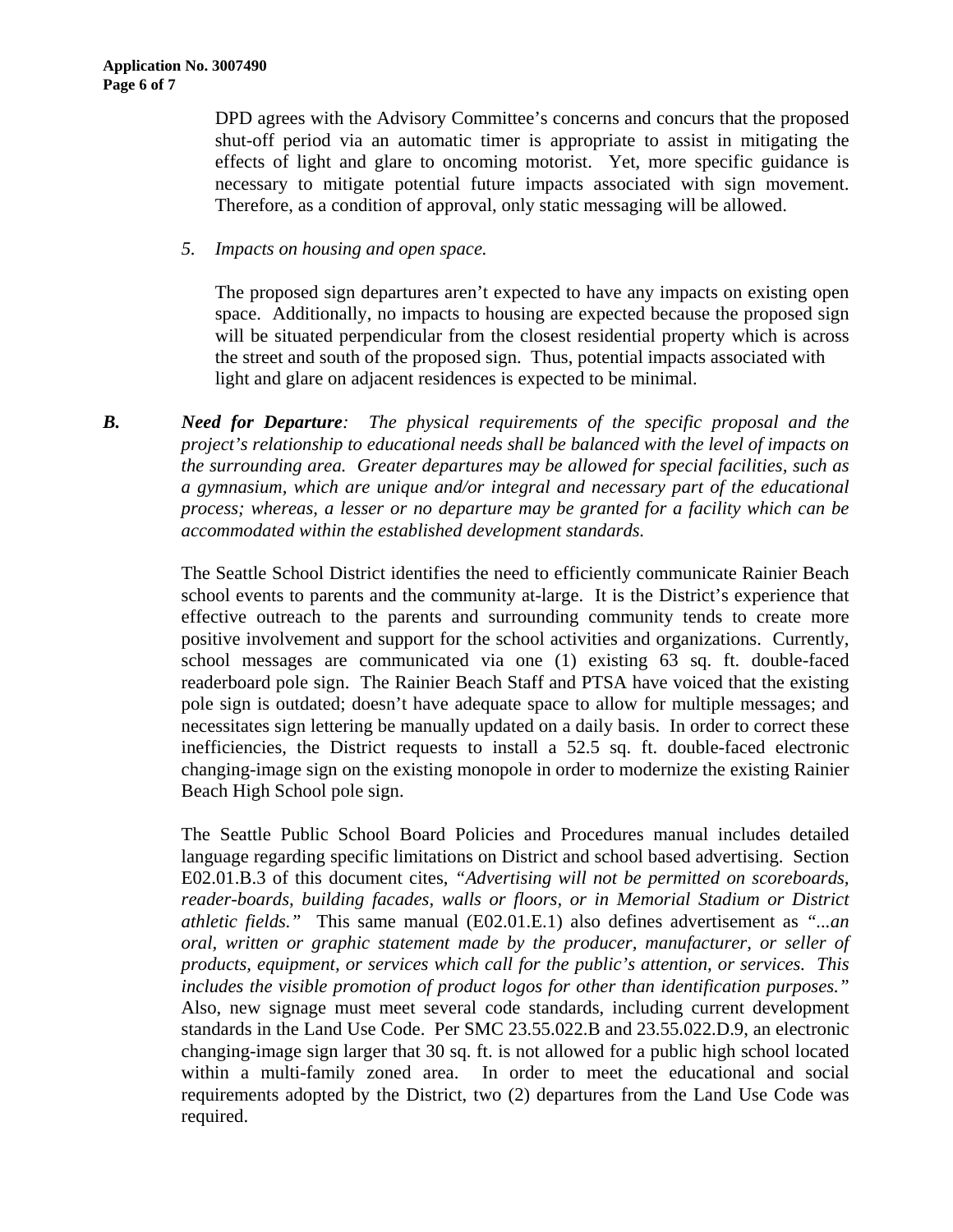DPD agrees with the Advisory Committee's concerns and concurs that the proposed shut-off period via an automatic timer is appropriate to assist in mitigating the effects of light and glare to oncoming motorist. Yet, more specific guidance is necessary to mitigate potential future impacts associated with sign movement. Therefore, as a condition of approval, only static messaging will be allowed.

*5. Impacts on housing and open space.*

The proposed sign departures aren't expected to have any impacts on existing open space. Additionally, no impacts to housing are expected because the proposed sign will be situated perpendicular from the closest residential property which is across the street and south of the proposed sign. Thus, potential impacts associated with light and glare on adjacent residences is expected to be minimal.

***B. Need for Departure****: The physical requirements of the specific proposal and the project's relationship to educational needs shall be balanced with the level of impacts on the surrounding area. Greater departures may be allowed for special facilities, such as a gymnasium, which are unique and/or integral and necessary part of the educational process; whereas, a lesser or no departure may be granted for a facility which can be accommodated within the established development standards.*

The Seattle School District identifies the need to efficiently communicate Rainier Beach school events to parents and the community at-large. It is the District's experience that effective outreach to the parents and surrounding community tends to create more positive involvement and support for the school activities and organizations. Currently, school messages are communicated via one (1) existing 63 sq. ft. double-faced readerboard pole sign. The Rainier Beach Staff and PTSA have voiced that the existing pole sign is outdated; doesn't have adequate space to allow for multiple messages; and necessitates sign lettering be manually updated on a daily basis. In order to correct these inefficiencies, the District requests to install a 52.5 sq. ft. double-faced electronic changing-image sign on the existing monopole in order to modernize the existing Rainier Beach High School pole sign.

The Seattle Public School Board Policies and Procedures manual includes detailed language regarding specific limitations on District and school based advertising. Section E02.01.B.3 of this document cites, *"Advertising will not be permitted on scoreboards, reader-boards, building facades, walls or floors, or in Memorial Stadium or District athletic fields."* This same manual (E02.01.E.1) also defines advertisement as *"...an oral, written or graphic statement made by the producer, manufacturer, or seller of products, equipment, or services which call for the public's attention, or services. This includes the visible promotion of product logos for other than identification purposes."* Also, new signage must meet several code standards, including current development standards in the Land Use Code. Per SMC 23.55.022.B and 23.55.022.D.9, an electronic changing-image sign larger that 30 sq. ft. is not allowed for a public high school located within a multi-family zoned area. In order to meet the educational and social requirements adopted by the District, two (2) departures from the Land Use Code was required.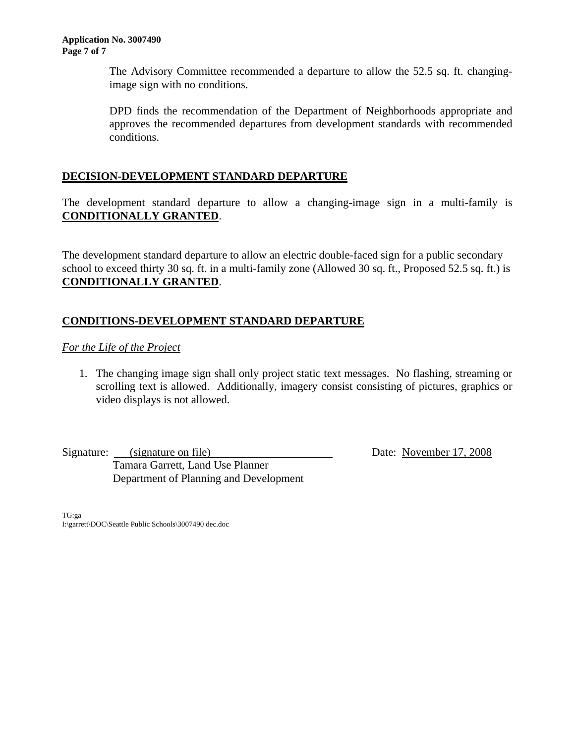The Advisory Committee recommended a departure to allow the 52.5 sq. ft. changing-image sign with no conditions.

DPD finds the recommendation of the Department of Neighborhoods appropriate and approves the recommended departures from development standards with recommended conditions.

## DECISION-DEVELOPMENT STANDARD DEPARTURE

The development standard departure to allow a changing-image sign in a multi-family is **CONDITIONALLY GRANTED**.

The development standard departure to allow an electric double-faced sign for a public secondary school to exceed thirty 30 sq. ft. in a multi-family zone (Allowed 30 sq. ft., Proposed 52.5 sq. ft.) is **CONDITIONALLY GRANTED**.

## CONDITIONS-DEVELOPMENT STANDARD DEPARTURE

*For the Life of the Project*

1. The changing image sign shall only project static text messages. No flashing, streaming or scrolling text is allowed. Additionally, imagery consist consisting of pictures, graphics or video displays is not allowed.

Signature: (signature on file) Date: November 17, 2008
Tamara Garrett, Land Use Planner
Department of Planning and Development

TG:ga
I:\garrett\DOC\Seattle Public Schools\3007490 dec.doc